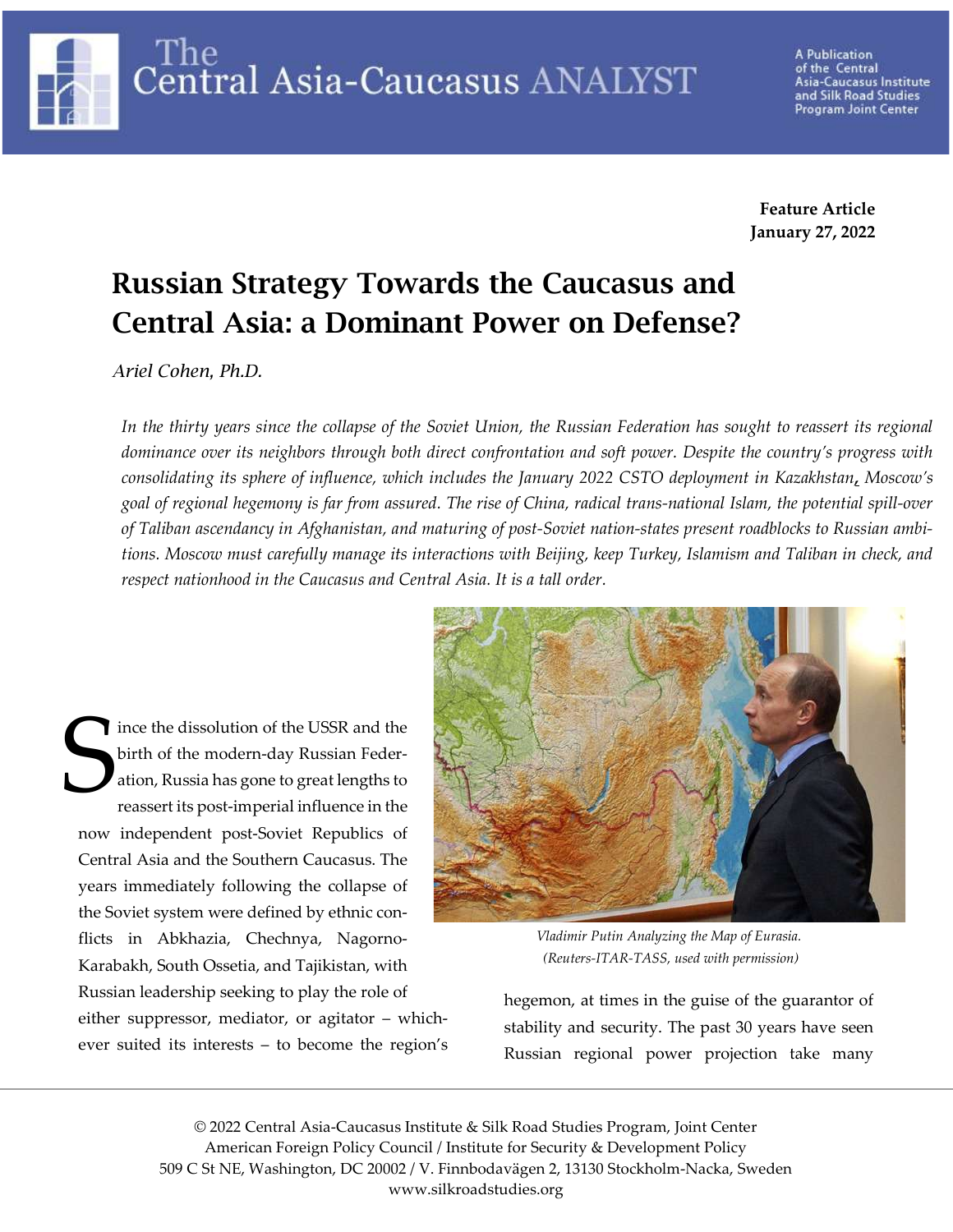**Feature Article**
**January 27, 2022**

# Russian Strategy Towards the Caucasus and Central Asia: a Dominant Power on Defense?

*Ariel Cohen, Ph.D.*

*In the thirty years since the collapse of the Soviet Union, the Russian Federation has sought to reassert its regional dominance over its neighbors through both direct confrontation and soft power. Despite the country's progress with consolidating its sphere of influence, which includes the January 2022 CSTO deployment in Kazakhstan, Moscow's goal of regional hegemony is far from assured. The rise of China, radical trans-national Islam, the potential spill-over of Taliban ascendancy in Afghanistan, and maturing of post-Soviet nation-states present roadblocks to Russian ambitions. Moscow must carefully manage its interactions with Beijing, keep Turkey, Islamism and Taliban in check, and respect nationhood in the Caucasus and Central Asia. It is a tall order.*

*Vladimir Putin Analyzing the Map of Eurasia. (Reuters-ITAR-TASS, used with permission)*

Since the dissolution of the USSR and the birth of the modern-day Russian Federation, Russia has gone to great lengths to reassert its post-imperial influence in the now independent post-Soviet Republics of Central Asia and the Southern Caucasus. The years immediately following the collapse of the Soviet system were defined by ethnic conflicts in Abkhazia, Chechnya, Nagorno-Karabakh, South Ossetia, and Tajikistan, with Russian leadership seeking to play the role of either suppressor, mediator, or agitator – whichever suited its interests – to become the region's hegemon, at times in the guise of the guarantor of stability and security. The past 30 years have seen Russian regional power projection take many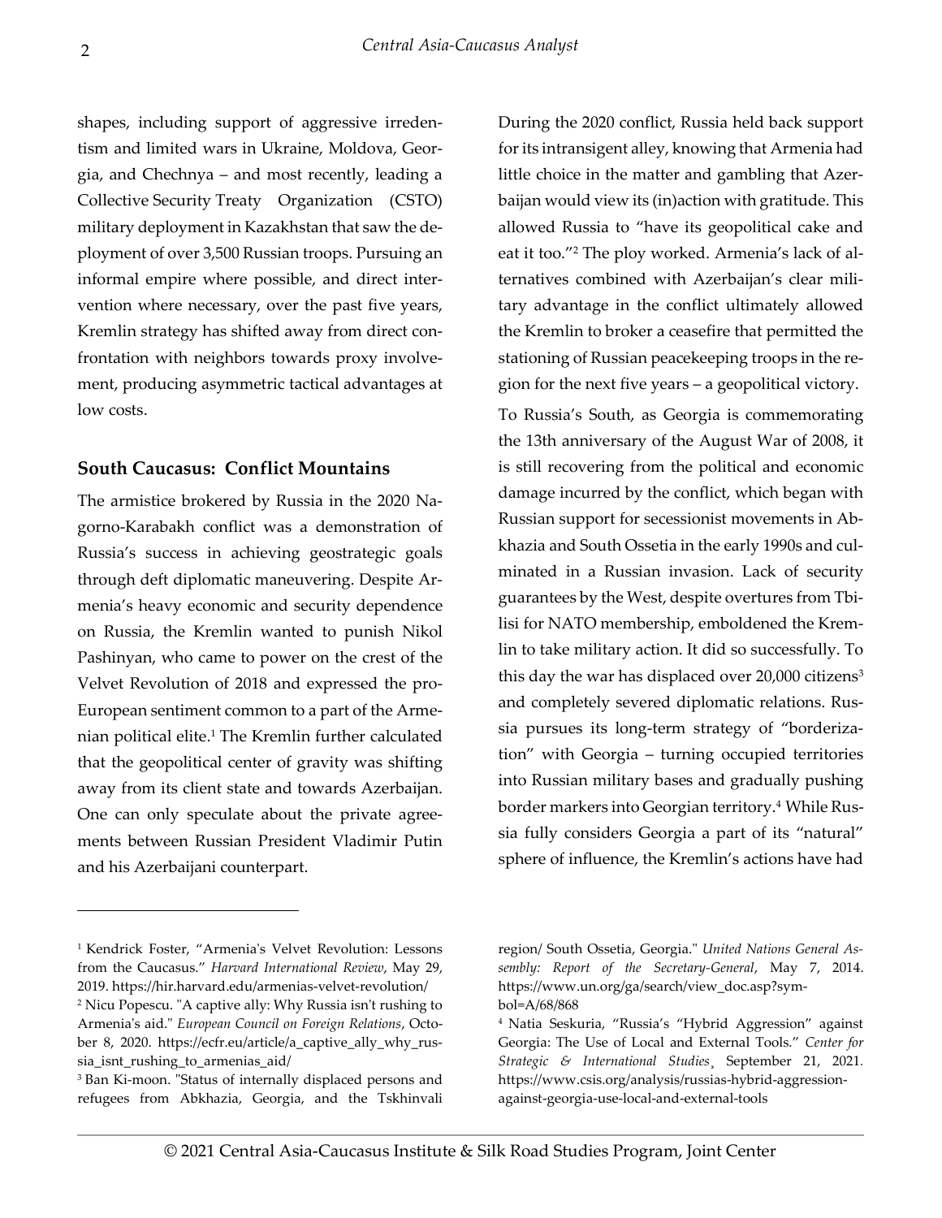shapes, including support of aggressive irredentism and limited wars in Ukraine, Moldova, Georgia, and Chechnya – and most recently, leading a Collective Security Treaty Organization (CSTO) military deployment in Kazakhstan that saw the deployment of over 3,500 Russian troops. Pursuing an informal empire where possible, and direct intervention where necessary, over the past five years, Kremlin strategy has shifted away from direct confrontation with neighbors towards proxy involvement, producing asymmetric tactical advantages at low costs.

### South Caucasus: Conflict Mountains

The armistice brokered by Russia in the 2020 Nagorno-Karabakh conflict was a demonstration of Russia's success in achieving geostrategic goals through deft diplomatic maneuvering. Despite Armenia's heavy economic and security dependence on Russia, the Kremlin wanted to punish Nikol Pashinyan, who came to power on the crest of the Velvet Revolution of 2018 and expressed the pro-European sentiment common to a part of the Armenian political elite.[1] The Kremlin further calculated that the geopolitical center of gravity was shifting away from its client state and towards Azerbaijan. One can only speculate about the private agreements between Russian President Vladimir Putin and his Azerbaijani counterpart.

During the 2020 conflict, Russia held back support for its intransigent alley, knowing that Armenia had little choice in the matter and gambling that Azerbaijan would view its (in)action with gratitude. This allowed Russia to "have its geopolitical cake and eat it too."[2] The ploy worked. Armenia's lack of alternatives combined with Azerbaijan's clear military advantage in the conflict ultimately allowed the Kremlin to broker a ceasefire that permitted the stationing of Russian peacekeeping troops in the region for the next five years – a geopolitical victory.

To Russia's South, as Georgia is commemorating the 13th anniversary of the August War of 2008, it is still recovering from the political and economic damage incurred by the conflict, which began with Russian support for secessionist movements in Abkhazia and South Ossetia in the early 1990s and culminated in a Russian invasion. Lack of security guarantees by the West, despite overtures from Tbilisi for NATO membership, emboldened the Kremlin to take military action. It did so successfully. To this day the war has displaced over 20,000 citizens[3] and completely severed diplomatic relations. Russia pursues its long-term strategy of "borderization" with Georgia – turning occupied territories into Russian military bases and gradually pushing border markers into Georgian territory.[4] While Russia fully considers Georgia a part of its "natural" sphere of influence, the Kremlin's actions have had

---

[1] Kendrick Foster, "Armenia's Velvet Revolution: Lessons from the Caucasus." *Harvard International Review*, May 29, 2019. https://hir.harvard.edu/armenias-velvet-revolution/

[2] Nicu Popescu. "A captive ally: Why Russia isn't rushing to Armenia's aid." *European Council on Foreign Relations*, October 8, 2020. https://ecfr.eu/article/a_captive_ally_why_russia_isnt_rushing_to_armenias_aid/

[3] Ban Ki-moon. "Status of internally displaced persons and refugees from Abkhazia, Georgia, and the Tskhinvali region/ South Ossetia, Georgia." *United Nations General Assembly: Report of the Secretary-General*, May 7, 2014. https://www.un.org/ga/search/view_doc.asp?symbol=A/68/868

[4] Natia Seskuria, "Russia's "Hybrid Aggression" against Georgia: The Use of Local and External Tools." *Center for Strategic & International Studies*, September 21, 2021. https://www.csis.org/analysis/russias-hybrid-aggression-against-georgia-use-local-and-external-tools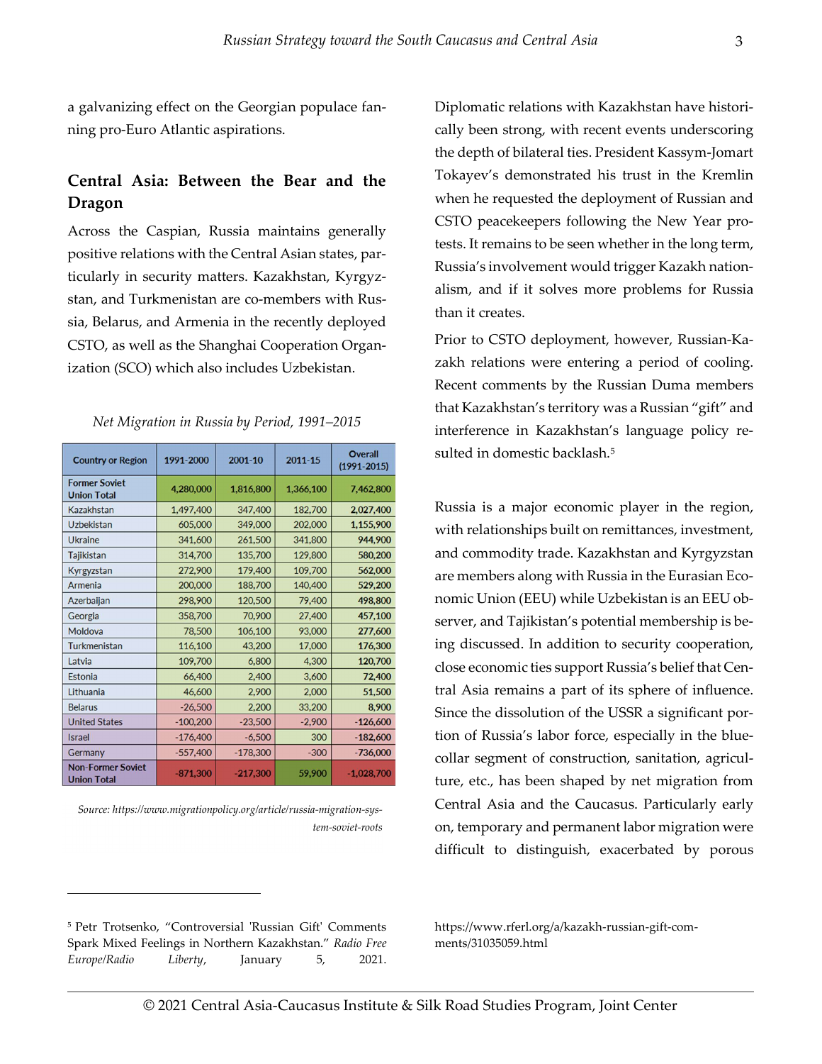a galvanizing effect on the Georgian populace fanning pro-Euro Atlantic aspirations.

## Central Asia: Between the Bear and the Dragon

Across the Caspian, Russia maintains generally positive relations with the Central Asian states, particularly in security matters. Kazakhstan, Kyrgyzstan, and Turkmenistan are co-members with Russia, Belarus, and Armenia in the recently deployed CSTO, as well as the Shanghai Cooperation Organization (SCO) which also includes Uzbekistan.

*Net Migration in Russia by Period, 1991–2015*

| Country or Region | 1991-2000 | 2001-10 | 2011-15 | Overall (1991-2015) |
|---|---|---|---|---|
| Former Soviet Union Total | 4,280,000 | 1,816,800 | 1,366,100 | 7,462,800 |
| Kazakhstan | 1,497,400 | 347,400 | 182,700 | **2,027,400** |
| Uzbekistan | 605,000 | 349,000 | 202,000 | **1,155,900** |
| Ukraine | 341,600 | 261,500 | 341,800 | **944,900** |
| Tajikistan | 314,700 | 135,700 | 129,800 | **580,200** |
| Kyrgyzstan | 272,900 | 179,400 | 109,700 | **562,000** |
| Armenia | 200,000 | 188,700 | 140,400 | **529,200** |
| Azerbaijan | 298,900 | 120,500 | 79,400 | **498,800** |
| Georgia | 358,700 | 70,900 | 27,400 | **457,100** |
| Moldova | 78,500 | 106,100 | 93,000 | **277,600** |
| Turkmenistan | 116,100 | 43,200 | 17,000 | **176,300** |
| Latvia | 109,700 | 6,800 | 4,300 | **120,700** |
| Estonia | 66,400 | 2,400 | 3,600 | **72,400** |
| Lithuania | 46,600 | 2,900 | 2,000 | **51,500** |
| Belarus | -26,500 | 2,200 | 33,200 | **8,900** |
| United States | -100,200 | -23,500 | -2,900 | **-126,600** |
| Israel | -176,400 | -6,500 | 300 | **-182,600** |
| Germany | -557,400 | -178,300 | -300 | **-736,000** |
| Non-Former Soviet Union Total | -871,300 | -217,300 | 59,900 | -1,028,700 |

*Source: https://www.migrationpolicy.org/article/russia-migration-system-soviet-roots*

Diplomatic relations with Kazakhstan have historically been strong, with recent events underscoring the depth of bilateral ties. President Kassym-Jomart Tokayev's demonstrated his trust in the Kremlin when he requested the deployment of Russian and CSTO peacekeepers following the New Year protests. It remains to be seen whether in the long term, Russia's involvement would trigger Kazakh nationalism, and if it solves more problems for Russia than it creates.

Prior to CSTO deployment, however, Russian-Kazakh relations were entering a period of cooling. Recent comments by the Russian Duma members that Kazakhstan's territory was a Russian "gift" and interference in Kazakhstan's language policy resulted in domestic backlash.[5]

Russia is a major economic player in the region, with relationships built on remittances, investment, and commodity trade. Kazakhstan and Kyrgyzstan are members along with Russia in the Eurasian Economic Union (EEU) while Uzbekistan is an EEU observer, and Tajikistan's potential membership is being discussed. In addition to security cooperation, close economic ties support Russia's belief that Central Asia remains a part of its sphere of influence. Since the dissolution of the USSR a significant portion of Russia's labor force, especially in the blue-collar segment of construction, sanitation, agriculture, etc., has been shaped by net migration from Central Asia and the Caucasus. Particularly early on, temporary and permanent labor migration were difficult to distinguish, exacerbated by porous

[5] Petr Trotsenko, "Controversial 'Russian Gift' Comments Spark Mixed Feelings in Northern Kazakhstan." *Radio Free Europe/Radio Liberty*, January 5, 2021. https://www.rferl.org/a/kazakh-russian-gift-comments/31035059.html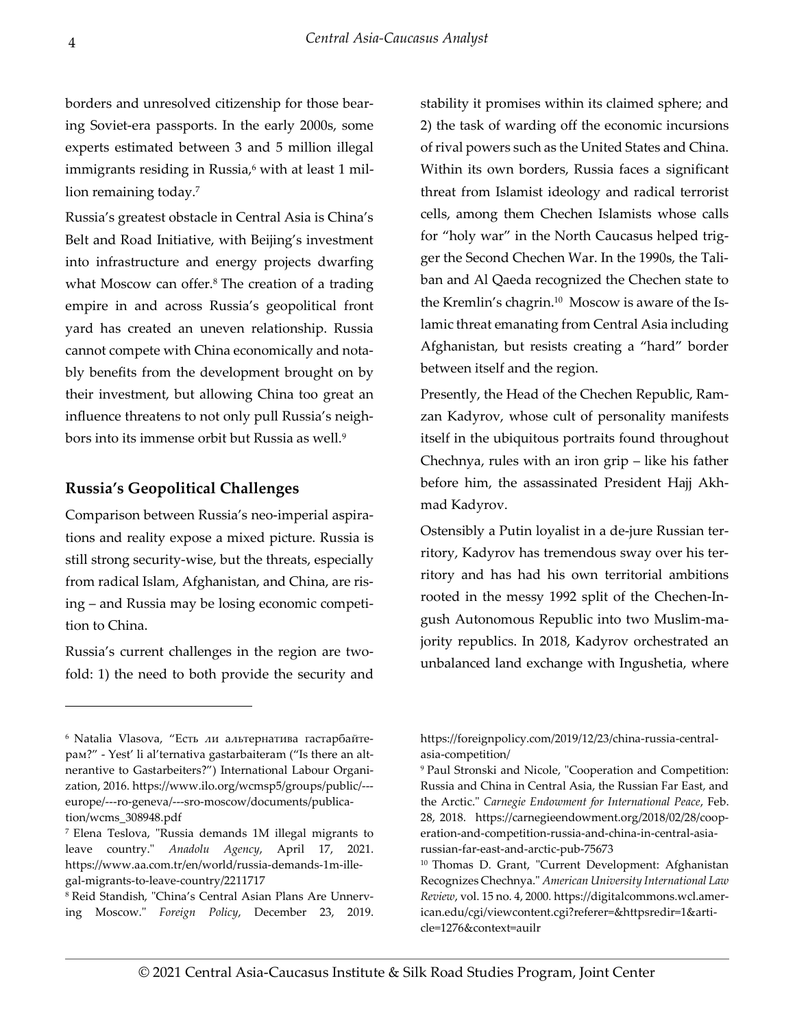borders and unresolved citizenship for those bearing Soviet-era passports. In the early 2000s, some experts estimated between 3 and 5 million illegal immigrants residing in Russia,[6] with at least 1 million remaining today.[7]

Russia's greatest obstacle in Central Asia is China's Belt and Road Initiative, with Beijing's investment into infrastructure and energy projects dwarfing what Moscow can offer.[8] The creation of a trading empire in and across Russia's geopolitical front yard has created an uneven relationship. Russia cannot compete with China economically and notably benefits from the development brought on by their investment, but allowing China too great an influence threatens to not only pull Russia's neighbors into its immense orbit but Russia as well.[9]

## Russia's Geopolitical Challenges

Comparison between Russia's neo-imperial aspirations and reality expose a mixed picture. Russia is still strong security-wise, but the threats, especially from radical Islam, Afghanistan, and China, are rising – and Russia may be losing economic competition to China.

Russia's current challenges in the region are twofold: 1) the need to both provide the security and stability it promises within its claimed sphere; and 2) the task of warding off the economic incursions of rival powers such as the United States and China. Within its own borders, Russia faces a significant threat from Islamist ideology and radical terrorist cells, among them Chechen Islamists whose calls for "holy war" in the North Caucasus helped trigger the Second Chechen War. In the 1990s, the Taliban and Al Qaeda recognized the Chechen state to the Kremlin's chagrin.[10] Moscow is aware of the Islamic threat emanating from Central Asia including Afghanistan, but resists creating a "hard" border between itself and the region.

Presently, the Head of the Chechen Republic, Ramzan Kadyrov, whose cult of personality manifests itself in the ubiquitous portraits found throughout Chechnya, rules with an iron grip – like his father before him, the assassinated President Hajj Akhmad Kadyrov.

Ostensibly a Putin loyalist in a de-jure Russian territory, Kadyrov has tremendous sway over his territory and has had his own territorial ambitions rooted in the messy 1992 split of the Chechen-Ingush Autonomous Republic into two Muslim-majority republics. In 2018, Kadyrov orchestrated an unbalanced land exchange with Ingushetia, where

---

[6] Natalia Vlasova, "Есть ли альтернатива гастарбайтерам?" - Yest' li al'ternativa gastarbaiteram ("Is there an altnerantive to Gastarbeiters?") International Labour Organization, 2016. https://www.ilo.org/wcmsp5/groups/public/---europe/---ro-geneva/---sro-moscow/documents/publication/wcms_308948.pdf

[7] Elena Teslova, "Russia demands 1M illegal migrants to leave country." *Anadolu Agency*, April 17, 2021. https://www.aa.com.tr/en/world/russia-demands-1m-illegal-migrants-to-leave-country/2211717

[8] Reid Standish, "China's Central Asian Plans Are Unnerving Moscow." *Foreign Policy*, December 23, 2019. https://foreignpolicy.com/2019/12/23/china-russia-central-asia-competition/

[9] Paul Stronski and Nicole, "Cooperation and Competition: Russia and China in Central Asia, the Russian Far East, and the Arctic." *Carnegie Endowment for International Peace*, Feb. 28, 2018. https://carnegieendowment.org/2018/02/28/cooperation-and-competition-russia-and-china-in-central-asia-russian-far-east-and-arctic-pub-75673

[10] Thomas D. Grant, "Current Development: Afghanistan Recognizes Chechnya." *American University International Law Review*, vol. 15 no. 4, 2000. https://digitalcommons.wcl.american.edu/cgi/viewcontent.cgi?referer=&httpsredir=1&article=1276&context=auilr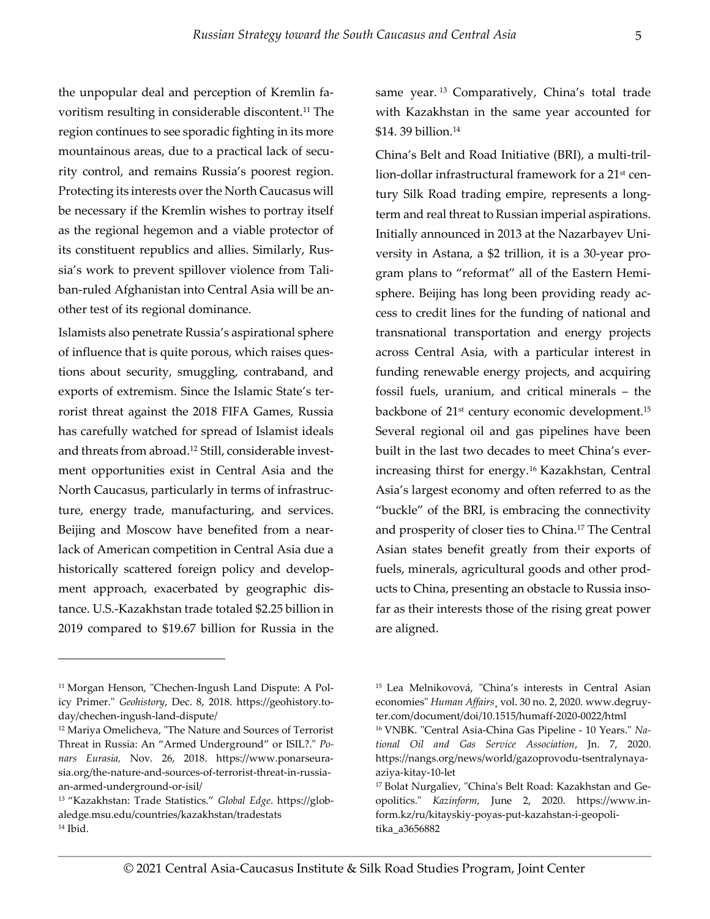the unpopular deal and perception of Kremlin favoritism resulting in considerable discontent.[11] The region continues to see sporadic fighting in its more mountainous areas, due to a practical lack of security control, and remains Russia's poorest region. Protecting its interests over the North Caucasus will be necessary if the Kremlin wishes to portray itself as the regional hegemon and a viable protector of its constituent republics and allies. Similarly, Russia's work to prevent spillover violence from Taliban-ruled Afghanistan into Central Asia will be another test of its regional dominance.

Islamists also penetrate Russia's aspirational sphere of influence that is quite porous, which raises questions about security, smuggling, contraband, and exports of extremism. Since the Islamic State's terrorist threat against the 2018 FIFA Games, Russia has carefully watched for spread of Islamist ideals and threats from abroad.[12] Still, considerable investment opportunities exist in Central Asia and the North Caucasus, particularly in terms of infrastructure, energy trade, manufacturing, and services. Beijing and Moscow have benefited from a near-lack of American competition in Central Asia due a historically scattered foreign policy and development approach, exacerbated by geographic distance. U.S.-Kazakhstan trade totaled $2.25 billion in 2019 compared to $19.67 billion for Russia in the same year.[13] Comparatively, China's total trade with Kazakhstan in the same year accounted for $14. 39 billion.[14]

China's Belt and Road Initiative (BRI), a multi-trillion-dollar infrastructural framework for a 21st century Silk Road trading empire, represents a long-term and real threat to Russian imperial aspirations. Initially announced in 2013 at the Nazarbayev University in Astana, a $2 trillion, it is a 30-year program plans to "reformat" all of the Eastern Hemisphere. Beijing has long been providing ready access to credit lines for the funding of national and transnational transportation and energy projects across Central Asia, with a particular interest in funding renewable energy projects, and acquiring fossil fuels, uranium, and critical minerals – the backbone of 21st century economic development.[15] Several regional oil and gas pipelines have been built in the last two decades to meet China's ever-increasing thirst for energy.[16] Kazakhstan, Central Asia's largest economy and often referred to as the "buckle" of the BRI, is embracing the connectivity and prosperity of closer ties to China.[17] The Central Asian states benefit greatly from their exports of fuels, minerals, agricultural goods and other products to China, presenting an obstacle to Russia insofar as their interests those of the rising great power are aligned.

---

[11] Morgan Henson, "Chechen-Ingush Land Dispute: A Policy Primer." *Geohistory*, Dec. 8, 2018. https://geohistory.today/chechen-ingush-land-dispute/

[12] Mariya Omelicheva, "The Nature and Sources of Terrorist Threat in Russia: An "Armed Underground" or ISIL?." *Ponars Eurasia,* Nov. 26, 2018. https://www.ponarseurasia.org/the-nature-and-sources-of-terrorist-threat-in-russia-an-armed-underground-or-isil/

[13] "Kazakhstan: Trade Statistics." *Global Edge*. https://globaledge.msu.edu/countries/kazakhstan/tradestats

[14] Ibid.

[15] Lea Melnikovová, "China's interests in Central Asian economies" *Human Affairs*¸ vol. 30 no. 2, 2020. www.degruyter.com/document/doi/10.1515/humaff-2020-0022/html

[16] VNBK. "Central Asia-China Gas Pipeline - 10 Years." *National Oil and Gas Service Association*, Jn. 7, 2020. https://nangs.org/news/world/gazoprovodu-tsentralnaya-aziya-kitay-10-let

[17] Bolat Nurgaliev, "China's Belt Road: Kazakhstan and Geopolitics." *Kazinform,* June 2, 2020. https://www.inform.kz/ru/kitayskiy-poyas-put-kazahstan-i-geopolitika_a3656882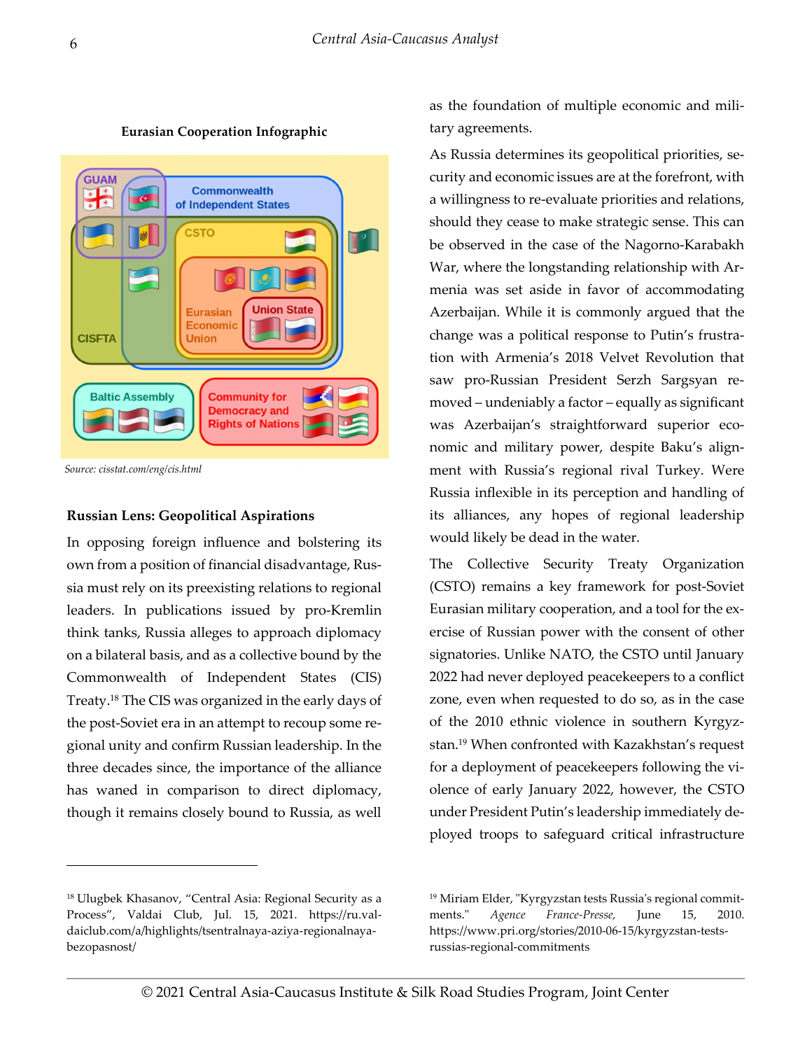**Eurasian Cooperation Infographic**

*Source: cisstat.com/eng/cis.html*

### Russian Lens: Geopolitical Aspirations

In opposing foreign influence and bolstering its own from a position of financial disadvantage, Russia must rely on its preexisting relations to regional leaders. In publications issued by pro-Kremlin think tanks, Russia alleges to approach diplomacy on a bilateral basis, and as a collective bound by the Commonwealth of Independent States (CIS) Treaty.[18] The CIS was organized in the early days of the post-Soviet era in an attempt to recoup some regional unity and confirm Russian leadership. In the three decades since, the importance of the alliance has waned in comparison to direct diplomacy, though it remains closely bound to Russia, as well as the foundation of multiple economic and military agreements.

As Russia determines its geopolitical priorities, security and economic issues are at the forefront, with a willingness to re-evaluate priorities and relations, should they cease to make strategic sense. This can be observed in the case of the Nagorno-Karabakh War, where the longstanding relationship with Armenia was set aside in favor of accommodating Azerbaijan. While it is commonly argued that the change was a political response to Putin's frustration with Armenia's 2018 Velvet Revolution that saw pro-Russian President Serzh Sargsyan removed – undeniably a factor – equally as significant was Azerbaijan's straightforward superior economic and military power, despite Baku's alignment with Russia's regional rival Turkey. Were Russia inflexible in its perception and handling of its alliances, any hopes of regional leadership would likely be dead in the water.

The Collective Security Treaty Organization (CSTO) remains a key framework for post-Soviet Eurasian military cooperation, and a tool for the exercise of Russian power with the consent of other signatories. Unlike NATO, the CSTO until January 2022 had never deployed peacekeepers to a conflict zone, even when requested to do so, as in the case of the 2010 ethnic violence in southern Kyrgyzstan.[19] When confronted with Kazakhstan's request for a deployment of peacekeepers following the violence of early January 2022, however, the CSTO under President Putin's leadership immediately deployed troops to safeguard critical infrastructure

---

[18] Ulugbek Khasanov, "Central Asia: Regional Security as a Process", Valdai Club, Jul. 15, 2021. https://ru.valdaiclub.com/a/highlights/tsentralnaya-aziya-regionalnaya-bezopasnost/

[19] Miriam Elder, "Kyrgyzstan tests Russia's regional commitments." *Agence France-Presse,* June 15, 2010. https://www.pri.org/stories/2010-06-15/kyrgyzstan-tests-russias-regional-commitments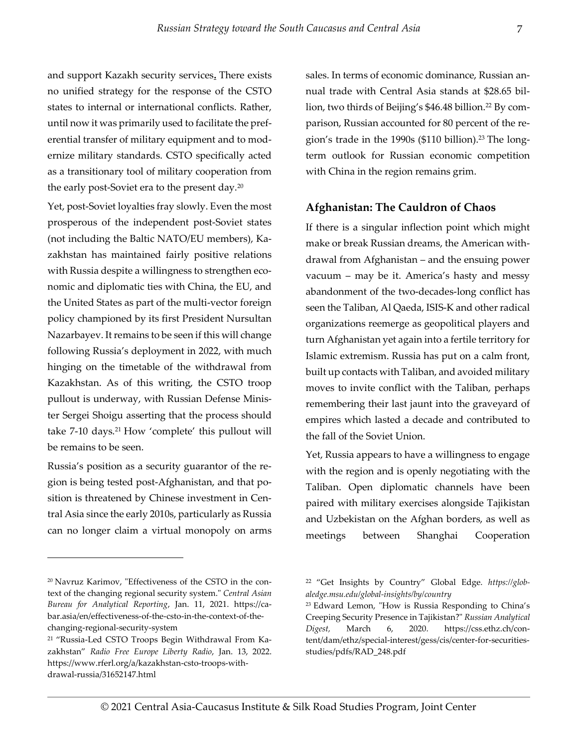and support Kazakh security services. There exists no unified strategy for the response of the CSTO states to internal or international conflicts. Rather, until now it was primarily used to facilitate the preferential transfer of military equipment and to modernize military standards. CSTO specifically acted as a transitionary tool of military cooperation from the early post-Soviet era to the present day.[20]

Yet, post-Soviet loyalties fray slowly. Even the most prosperous of the independent post-Soviet states (not including the Baltic NATO/EU members), Kazakhstan has maintained fairly positive relations with Russia despite a willingness to strengthen economic and diplomatic ties with China, the EU, and the United States as part of the multi-vector foreign policy championed by its first President Nursultan Nazarbayev. It remains to be seen if this will change following Russia's deployment in 2022, with much hinging on the timetable of the withdrawal from Kazakhstan. As of this writing, the CSTO troop pullout is underway, with Russian Defense Minister Sergei Shoigu asserting that the process should take 7-10 days.[21] How 'complete' this pullout will be remains to be seen.

Russia's position as a security guarantor of the region is being tested post-Afghanistan, and that position is threatened by Chinese investment in Central Asia since the early 2010s, particularly as Russia can no longer claim a virtual monopoly on arms sales. In terms of economic dominance, Russian annual trade with Central Asia stands at $28.65 billion, two thirds of Beijing's $46.48 billion.[22] By comparison, Russian accounted for 80 percent of the region's trade in the 1990s ($110 billion).[23] The long-term outlook for Russian economic competition with China in the region remains grim.

## Afghanistan: The Cauldron of Chaos

If there is a singular inflection point which might make or break Russian dreams, the American withdrawal from Afghanistan – and the ensuing power vacuum – may be it. America's hasty and messy abandonment of the two-decades-long conflict has seen the Taliban, Al Qaeda, ISIS-K and other radical organizations reemerge as geopolitical players and turn Afghanistan yet again into a fertile territory for Islamic extremism. Russia has put on a calm front, built up contacts with Taliban, and avoided military moves to invite conflict with the Taliban, perhaps remembering their last jaunt into the graveyard of empires which lasted a decade and contributed to the fall of the Soviet Union.

Yet, Russia appears to have a willingness to engage with the region and is openly negotiating with the Taliban. Open diplomatic channels have been paired with military exercises alongside Tajikistan and Uzbekistan on the Afghan borders, as well as meetings between Shanghai Cooperation

---

[20] Navruz Karimov, "Effectiveness of the CSTO in the context of the changing regional security system." *Central Asian Bureau for Analytical Reporting*, Jan. 11, 2021. https://cabar.asia/en/effectiveness-of-the-csto-in-the-context-of-the-changing-regional-security-system

[21] "Russia-Led CSTO Troops Begin Withdrawal From Kazakhstan" *Radio Free Europe Liberty Radio*, Jan. 13, 2022. https://www.rferl.org/a/kazakhstan-csto-troops-withdrawal-russia/31652147.html

[22] "Get Insights by Country" Global Edge. *https://globaledge.msu.edu/global-insights/by/country*

[23] Edward Lemon, "How is Russia Responding to China's Creeping Security Presence in Tajikistan?" *Russian Analytical Digest*, March 6, 2020. https://css.ethz.ch/content/dam/ethz/special-interest/gess/cis/center-for-securities-studies/pdfs/RAD_248.pdf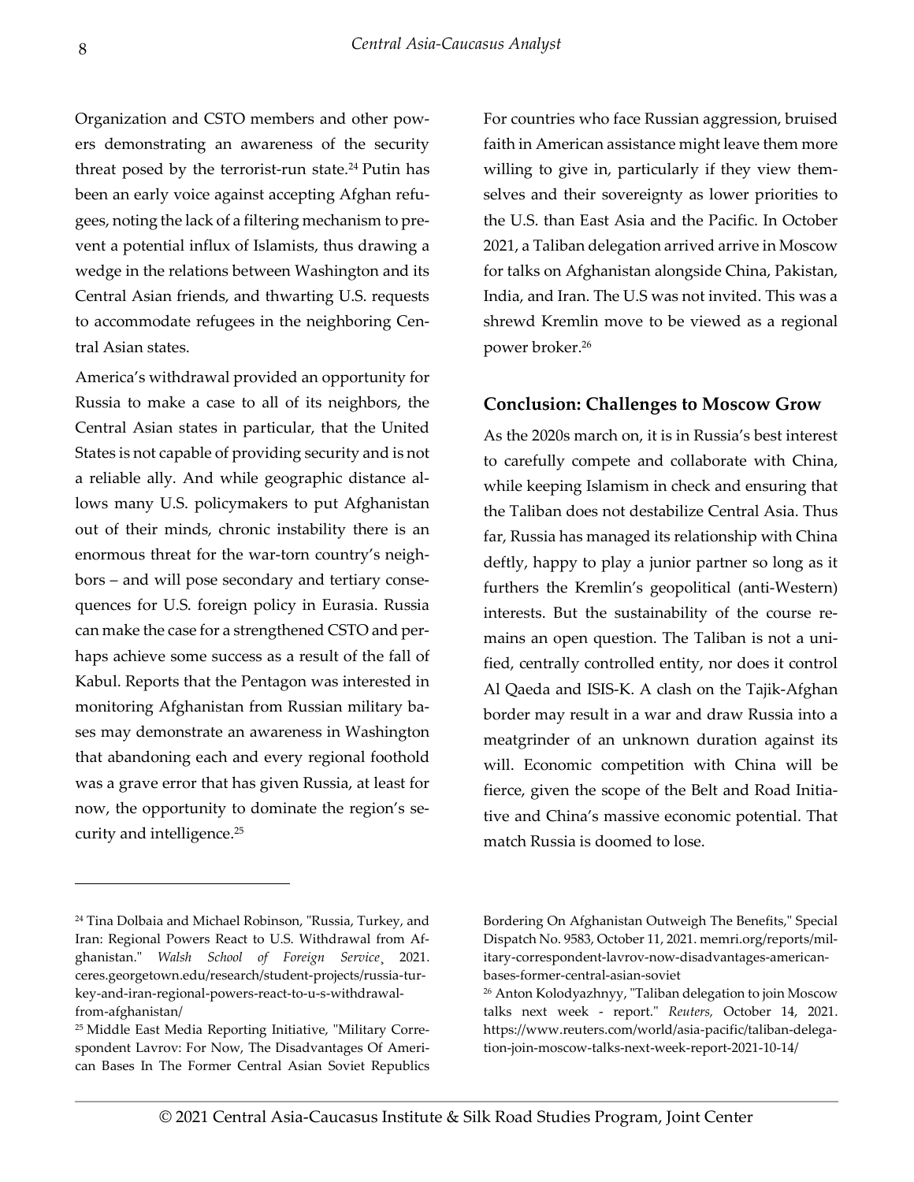Organization and CSTO members and other powers demonstrating an awareness of the security threat posed by the terrorist-run state.[24] Putin has been an early voice against accepting Afghan refugees, noting the lack of a filtering mechanism to prevent a potential influx of Islamists, thus drawing a wedge in the relations between Washington and its Central Asian friends, and thwarting U.S. requests to accommodate refugees in the neighboring Central Asian states.

America's withdrawal provided an opportunity for Russia to make a case to all of its neighbors, the Central Asian states in particular, that the United States is not capable of providing security and is not a reliable ally. And while geographic distance allows many U.S. policymakers to put Afghanistan out of their minds, chronic instability there is an enormous threat for the war-torn country's neighbors – and will pose secondary and tertiary consequences for U.S. foreign policy in Eurasia. Russia can make the case for a strengthened CSTO and perhaps achieve some success as a result of the fall of Kabul. Reports that the Pentagon was interested in monitoring Afghanistan from Russian military bases may demonstrate an awareness in Washington that abandoning each and every regional foothold was a grave error that has given Russia, at least for now, the opportunity to dominate the region's security and intelligence.[25]

For countries who face Russian aggression, bruised faith in American assistance might leave them more willing to give in, particularly if they view themselves and their sovereignty as lower priorities to the U.S. than East Asia and the Pacific. In October 2021, a Taliban delegation arrived arrive in Moscow for talks on Afghanistan alongside China, Pakistan, India, and Iran. The U.S was not invited. This was a shrewd Kremlin move to be viewed as a regional power broker.[26]

## Conclusion: Challenges to Moscow Grow

As the 2020s march on, it is in Russia's best interest to carefully compete and collaborate with China, while keeping Islamism in check and ensuring that the Taliban does not destabilize Central Asia. Thus far, Russia has managed its relationship with China deftly, happy to play a junior partner so long as it furthers the Kremlin's geopolitical (anti-Western) interests. But the sustainability of the course remains an open question. The Taliban is not a unified, centrally controlled entity, nor does it control Al Qaeda and ISIS-K. A clash on the Tajik-Afghan border may result in a war and draw Russia into a meatgrinder of an unknown duration against its will. Economic competition with China will be fierce, given the scope of the Belt and Road Initiative and China's massive economic potential. That match Russia is doomed to lose.

---

[24] Tina Dolbaia and Michael Robinson, "Russia, Turkey, and Iran: Regional Powers React to U.S. Withdrawal from Afghanistan." *Walsh School of Foreign Service*¸ 2021. ceres.georgetown.edu/research/student-projects/russia-turkey-and-iran-regional-powers-react-to-u-s-withdrawal-from-afghanistan/

[25] Middle East Media Reporting Initiative, "Military Correspondent Lavrov: For Now, The Disadvantages Of American Bases In The Former Central Asian Soviet Republics Bordering On Afghanistan Outweigh The Benefits," Special Dispatch No. 9583, October 11, 2021. memri.org/reports/military-correspondent-lavrov-now-disadvantages-american-bases-former-central-asian-soviet

[26] Anton Kolodyazhnyy, "Taliban delegation to join Moscow talks next week - report." *Reuters,* October 14, 2021. https://www.reuters.com/world/asia-pacific/taliban-delegation-join-moscow-talks-next-week-report-2021-10-14/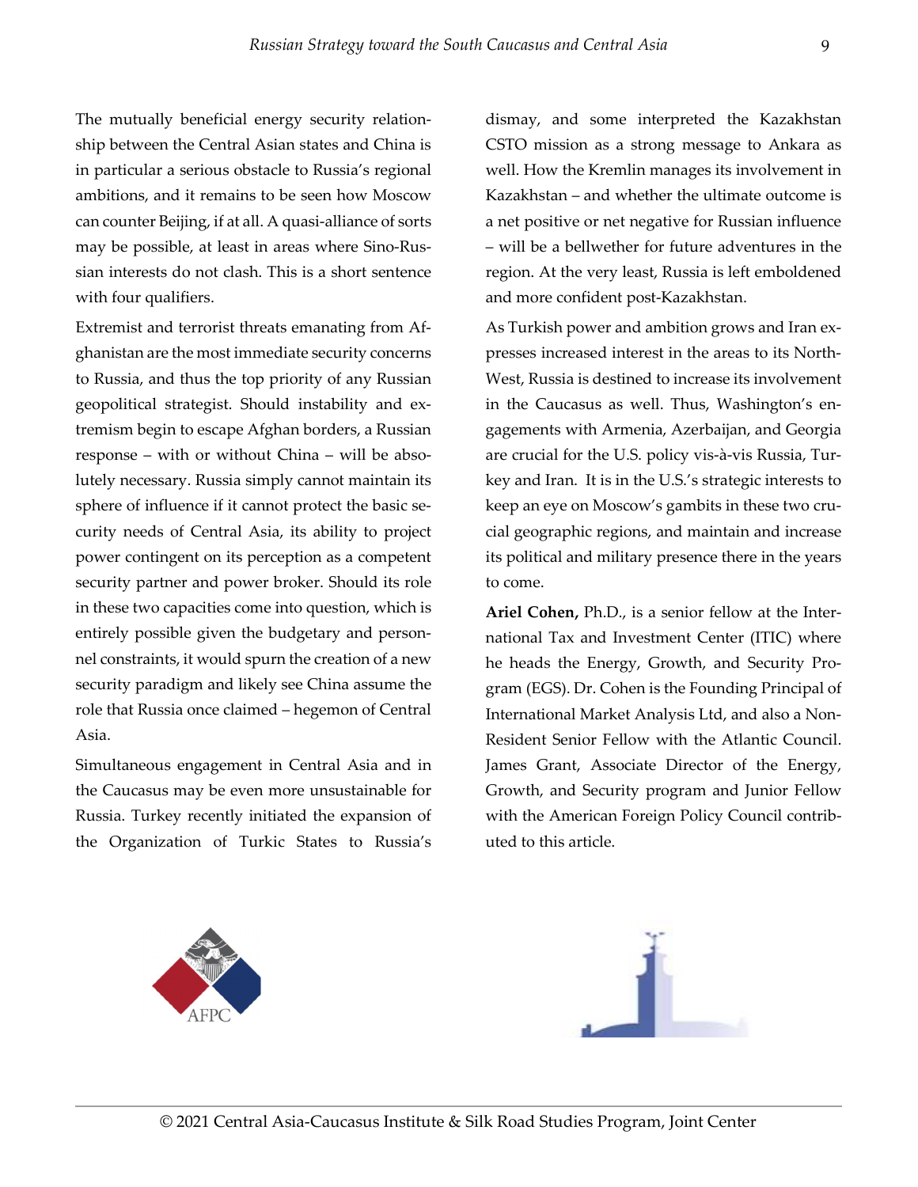The mutually beneficial energy security relationship between the Central Asian states and China is in particular a serious obstacle to Russia's regional ambitions, and it remains to be seen how Moscow can counter Beijing, if at all. A quasi-alliance of sorts may be possible, at least in areas where Sino-Russian interests do not clash. This is a short sentence with four qualifiers.

Extremist and terrorist threats emanating from Afghanistan are the most immediate security concerns to Russia, and thus the top priority of any Russian geopolitical strategist. Should instability and extremism begin to escape Afghan borders, a Russian response – with or without China – will be absolutely necessary. Russia simply cannot maintain its sphere of influence if it cannot protect the basic security needs of Central Asia, its ability to project power contingent on its perception as a competent security partner and power broker. Should its role in these two capacities come into question, which is entirely possible given the budgetary and personnel constraints, it would spurn the creation of a new security paradigm and likely see China assume the role that Russia once claimed – hegemon of Central Asia.

Simultaneous engagement in Central Asia and in the Caucasus may be even more unsustainable for Russia. Turkey recently initiated the expansion of the Organization of Turkic States to Russia's dismay, and some interpreted the Kazakhstan CSTO mission as a strong message to Ankara as well. How the Kremlin manages its involvement in Kazakhstan – and whether the ultimate outcome is a net positive or net negative for Russian influence – will be a bellwether for future adventures in the region. At the very least, Russia is left emboldened and more confident post-Kazakhstan.

As Turkish power and ambition grows and Iran expresses increased interest in the areas to its North-West, Russia is destined to increase its involvement in the Caucasus as well. Thus, Washington's engagements with Armenia, Azerbaijan, and Georgia are crucial for the U.S. policy vis-à-vis Russia, Turkey and Iran. It is in the U.S.'s strategic interests to keep an eye on Moscow's gambits in these two crucial geographic regions, and maintain and increase its political and military presence there in the years to come.

**Ariel Cohen,** Ph.D., is a senior fellow at the International Tax and Investment Center (ITIC) where he heads the Energy, Growth, and Security Program (EGS). Dr. Cohen is the Founding Principal of International Market Analysis Ltd, and also a Non-Resident Senior Fellow with the Atlantic Council. James Grant, Associate Director of the Energy, Growth, and Security program and Junior Fellow with the American Foreign Policy Council contributed to this article.

AFPC

© 2021 Central Asia-Caucasus Institute & Silk Road Studies Program, Joint Center